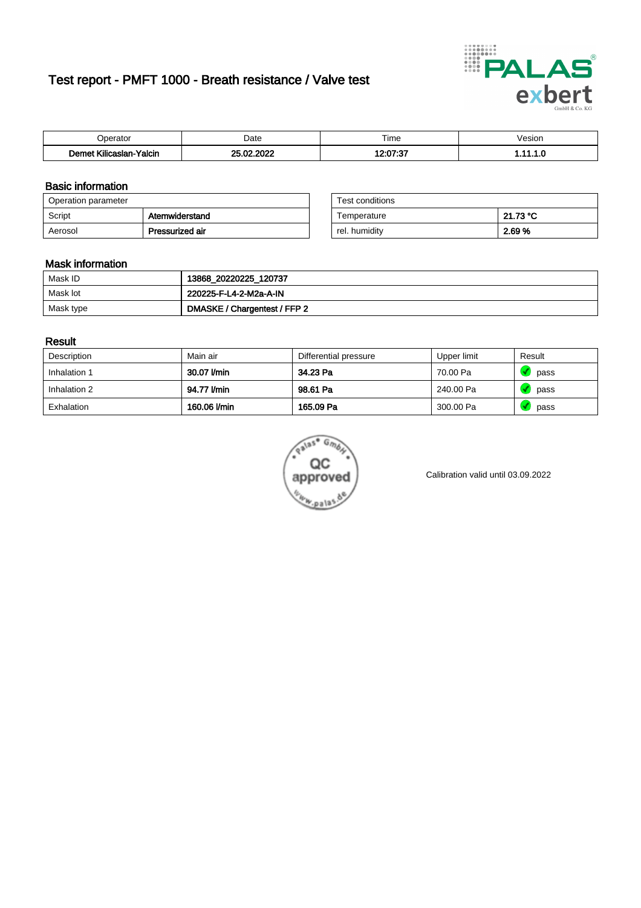# Test report - PMFT 1000 - Breath resistance / Valve test

| Operator | Date | Time | Vesion |
|---|---|---|---|
| **Demet Kilicaslan-Yalcin** | **25.02.2022** | **12:07:37** | **1.11.1.0** |

## Basic information

| Operation parameter | |
|---|---|
| Script | **Atemwiderstand** |
| Aerosol | **Pressurized air** |

| Test conditions | |
|---|---|
| Temperature | **21.73 °C** |
| rel. humidity | **2.69 %** |

## Mask information

| | |
|---|---|
| Mask ID | **13868_20220225_120737** |
| Mask lot | **220225-F-L4-2-M2a-A-IN** |
| Mask type | **DMASKE / Chargentest / FFP 2** |

## Result

| Description | Main air | Differential pressure | Upper limit | Result |
|---|---|---|---|---|
| Inhalation 1 | **30.07 l/min** | **34.23 Pa** | 70.00 Pa | pass |
| Inhalation 2 | **94.77 l/min** | **98.61 Pa** | 240.00 Pa | pass |
| Exhalation | **160.06 l/min** | **165.09 Pa** | 300.00 Pa | pass |

Calibration valid until 03.09.2022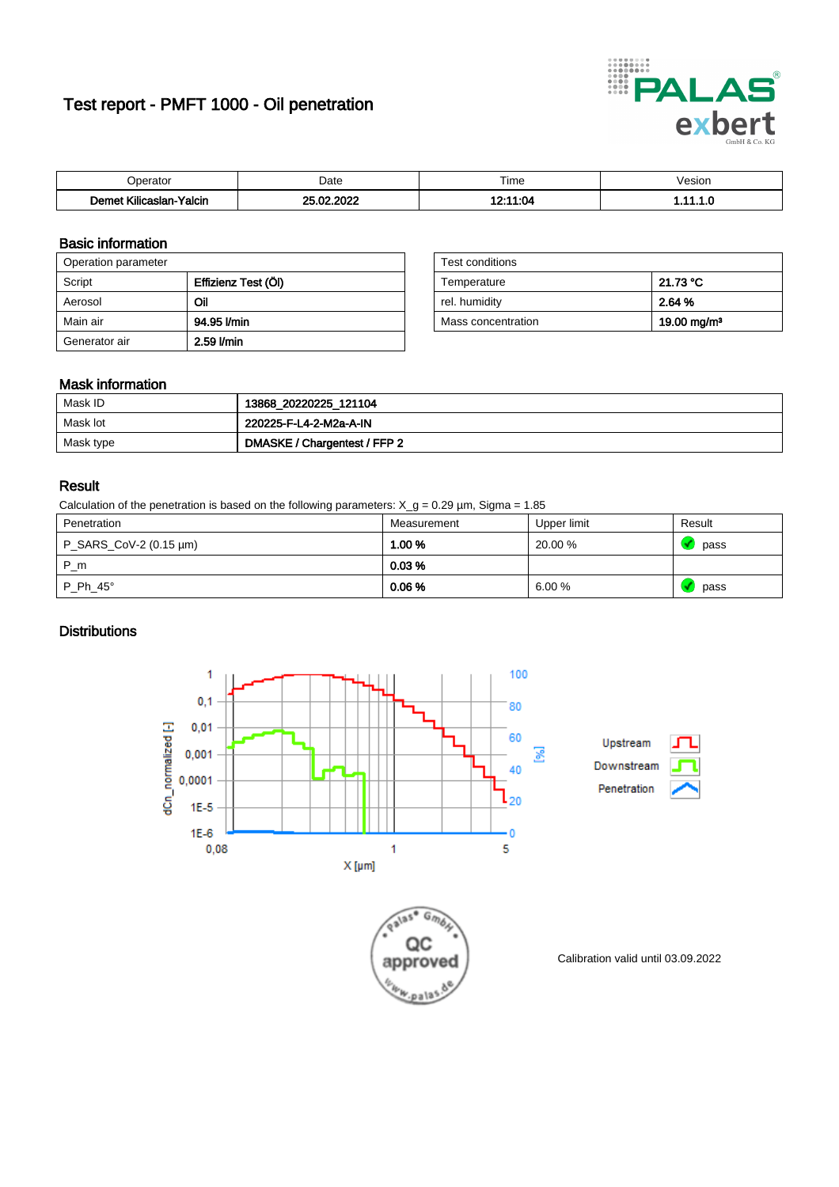# Test report - PMFT 1000 - Oil penetration

| Operator | Date | Time | Vesion |
|---|---|---|---|
| **Demet Kilicaslan-Yalcin** | **25.02.2022** | **12:11:04** | **1.11.1.0** |

## Basic information

| Operation parameter | |
|---|---|
| Script | **Effizienz Test (Öl)** |
| Aerosol | **Oil** |
| Main air | **94.95 l/min** |
| Generator air | **2.59 l/min** |

| Test conditions | |
|---|---|
| Temperature | **21.73 °C** |
| rel. humidity | **2.64 %** |
| Mass concentration | **19.00 mg/m³** |

## Mask information

| | |
|---|---|
| Mask ID | **13868_20220225_121104** |
| Mask lot | **220225-F-L4-2-M2a-A-IN** |
| Mask type | **DMASKE / Chargentest / FFP 2** |

## Result

Calculation of the penetration is based on the following parameters: X_g = 0.29 µm, Sigma = 1.85

| Penetration | Measurement | Upper limit | Result |
|---|---|---|---|
| P_SARS_CoV-2 (0.15 µm) | **1.00 %** | 20.00 % | pass |
| P_m | **0.03 %** | | |
| P_Ph_45° | **0.06 %** | 6.00 % | pass |

## Distributions

dCn_normalized [-]
1
0,1
0,01
0,001
0,0001
1E-5
1E-6
0,08
1
5
X [µm]
100
80
60
40
20
0
[%]
Upstream
Downstream
Penetration

Palas® GmbH
QC approved
www.palas.de

Calibration valid until 03.09.2022